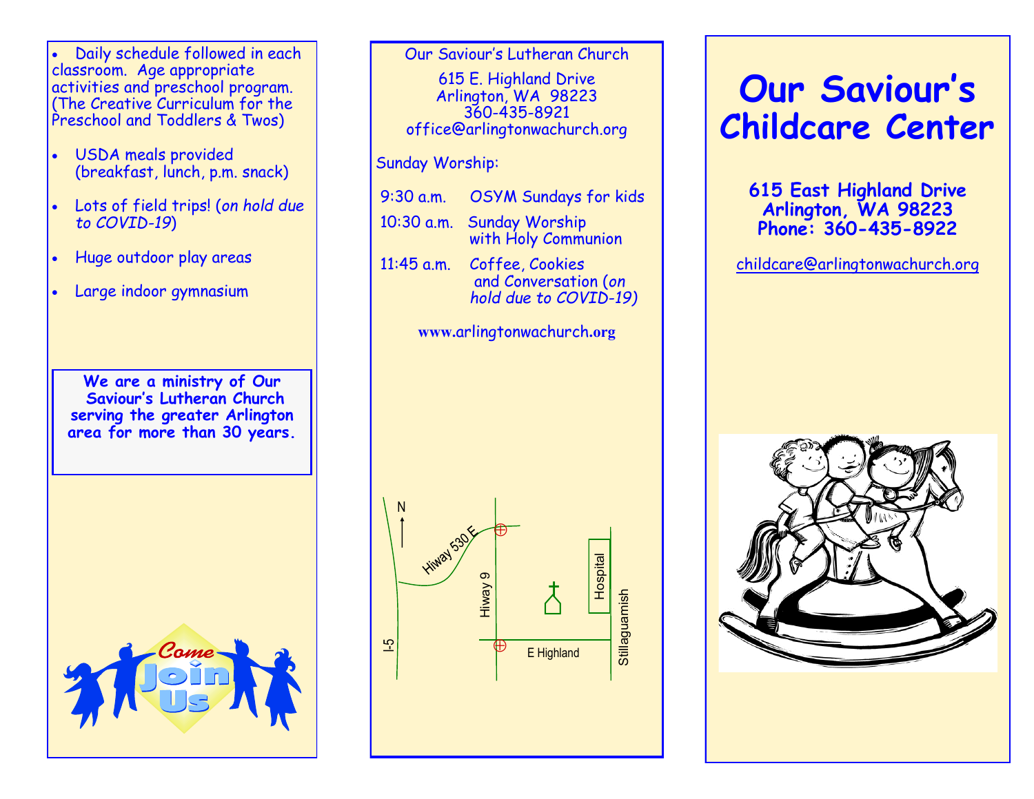- Daily schedule followed in each classroom. Age appropriate activities and preschool program. (The Creative Curriculum for the Preschool and Toddlers & Twos)
- USDA meals provided (breakfast, lunch, p.m. snack)
- Lots of field trips! (*on hold due to COVID-19*)
- Huge outdoor play areas
- Large indoor gymnasium

**We are a ministry of Our Saviour's Lutheran Church serving the greater Arlington area for more than 30 years.**

Our Saviour's Lutheran Church

615 E. Highland Drive
Arlington, WA 98223
360-435-8921
office@arlingtonwachurch.org

Sunday Worship:

| | |
|---|---|
| 9:30 a.m. | OSYM Sundays for kids |
| 10:30 a.m. | Sunday Worship with Holy Communion |
| 11:45 a.m. | Coffee, Cookies and Conversation (*on hold due to COVID-19*) |

www.arlingtonwachurch.org

# Our Saviour's Childcare Center

**615 East Highland Drive**
**Arlington, WA 98223**
**Phone: 360-435-8922**

childcare@arlingtonwachurch.org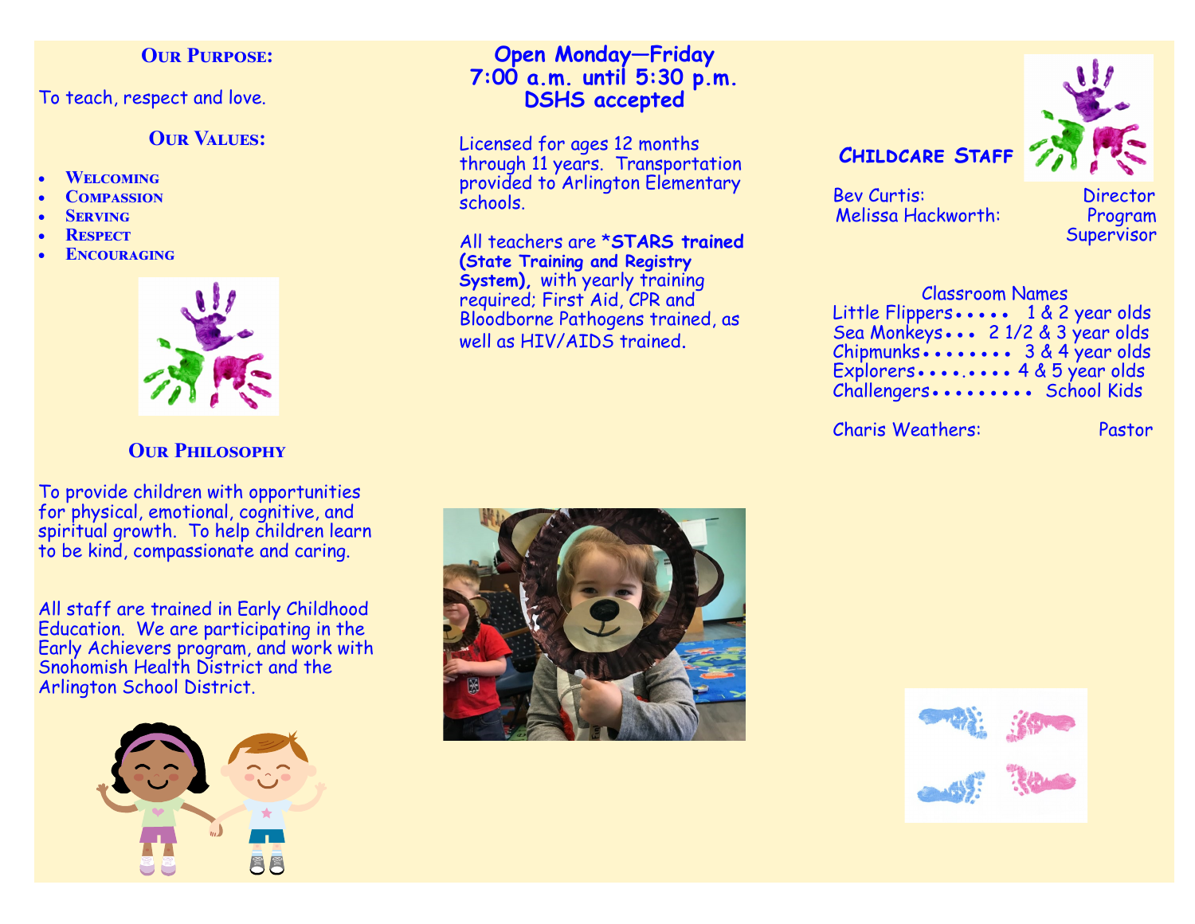## Our Purpose:

To teach, respect and love.

## Our Values:

- Welcoming
- Compassion
- Serving
- Respect
- Encouraging

## Our Philosophy

To provide children with opportunities for physical, emotional, cognitive, and spiritual growth. To help children learn to be kind, compassionate and caring.

All staff are trained in Early Childhood Education. We are participating in the Early Achievers program, and work with Snohomish Health District and the Arlington School District.

**Open Monday—Friday**
**7:00 a.m. until 5:30 p.m.**
**DSHS accepted**

Licensed for ages 12 months through 11 years. Transportation provided to Arlington Elementary schools.

All teachers are ***STARS trained (State Training and Registry System),*** with yearly training required; First Aid, CPR and Bloodborne Pathogens trained, as well as HIV/AIDS trained.

## Childcare Staff

Bev Curtis: Director
Melissa Hackworth: Program Supervisor

Classroom Names

| | |
|---|---|
| Little Flippers | 1 & 2 year olds |
| Sea Monkeys | 2 1/2 & 3 year olds |
| Chipmunks | 3 & 4 year olds |
| Explorers | 4 & 5 year olds |
| Challengers | School Kids |

Charis Weathers: Pastor